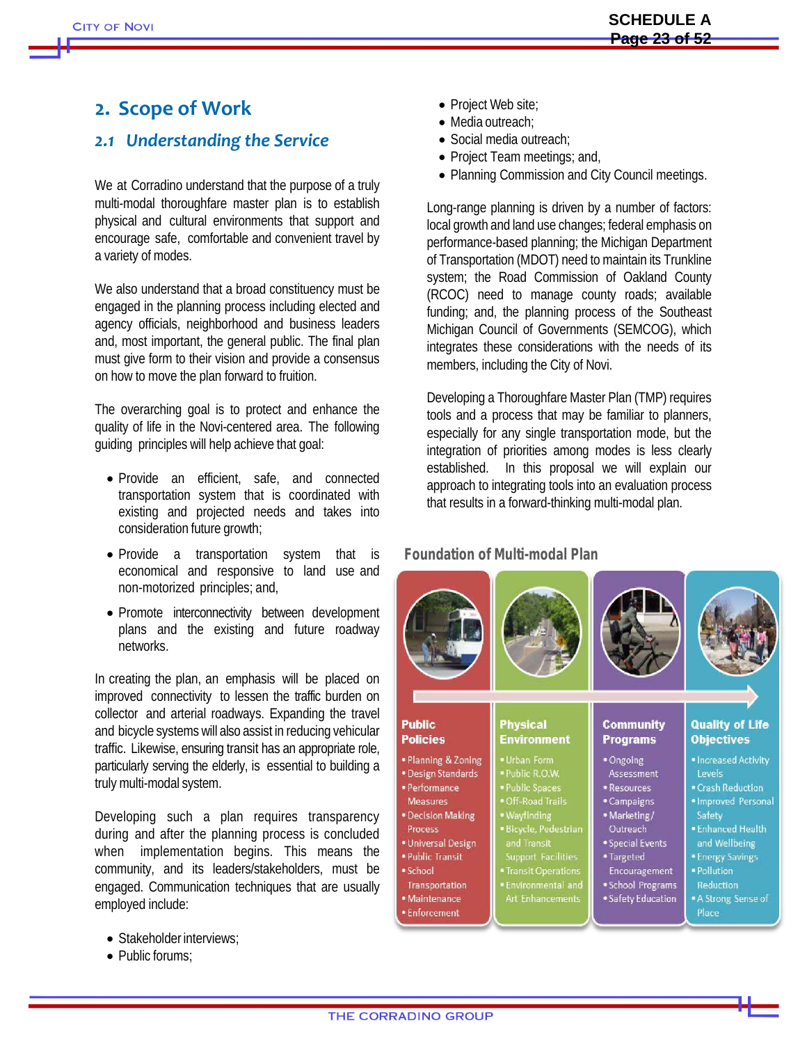## 2. Scope of Work

### 2.1 *Understanding the Service*

We at Corradino understand that the purpose of a truly multi-modal thoroughfare master plan is to establish physical and cultural environments that support and encourage safe, comfortable and convenient travel by a variety of modes.

We also understand that a broad constituency must be engaged in the planning process including elected and agency officials, neighborhood and business leaders and, most important, the general public. The final plan must give form to their vision and provide a consensus on how to move the plan forward to fruition.

The overarching goal is to protect and enhance the quality of life in the Novi-centered area. The following guiding principles will help achieve that goal:

- Provide an efficient, safe, and connected transportation system that is coordinated with existing and projected needs and takes into consideration future growth;
- Provide a transportation system that is economical and responsive to land use and non-motorized principles; and,
- Promote interconnectivity between development plans and the existing and future roadway networks.

In creating the plan, an emphasis will be placed on improved connectivity to lessen the traffic burden on collector and arterial roadways. Expanding the travel and bicycle systems will also assist in reducing vehicular traffic. Likewise, ensuring transit has an appropriate role, particularly serving the elderly, is essential to building a truly multi-modal system.

Developing such a plan requires transparency during and after the planning process is concluded when implementation begins. This means the community, and its leaders/stakeholders, must be engaged. Communication techniques that are usually employed include:

- Stakeholder interviews;
- Public forums;
- Project Web site;
- Media outreach;
- Social media outreach;
- Project Team meetings; and,
- Planning Commission and City Council meetings.

Long-range planning is driven by a number of factors: local growth and land use changes; federal emphasis on performance-based planning; the Michigan Department of Transportation (MDOT) need to maintain its Trunkline system; the Road Commission of Oakland County (RCOC) need to manage county roads; available funding; and, the planning process of the Southeast Michigan Council of Governments (SEMCOG), which integrates these considerations with the needs of its members, including the City of Novi.

Developing a Thoroughfare Master Plan (TMP) requires tools and a process that may be familiar to planners, especially for any single transportation mode, but the integration of priorities among modes is less clearly established. In this proposal we will explain our approach to integrating tools into an evaluation process that results in a forward-thinking multi-modal plan.

**Foundation of Multi-modal Plan**

| Public Policies | Physical Environment | Community Programs | Quality of Life Objectives |
|---|---|---|---|
| • Planning & Zoning<br>• Design Standards<br>• Performance Measures<br>• Decision Making Process<br>• Universal Design<br>• Public Transit<br>• School Transportation<br>• Maintenance<br>• Enforcement | • Urban Form<br>• Public R.O.W.<br>• Public Spaces<br>• Off-Road Trails<br>• Wayfinding<br>• Bicycle, Pedestrian and Transit Support Facilities<br>• Transit Operations<br>• Environmental and Art Enhancements | • Ongoing Assessment<br>• Resources<br>• Campaigns<br>• Marketing/ Outreach<br>• Special Events<br>• Targeted Encouragement<br>• School Programs<br>• Safety Education | • Increased Activity Levels<br>• Crash Reduction<br>• Improved Personal Safety<br>• Enhanced Health and Wellbeing<br>• Energy Savings<br>• Pollution Reduction<br>• A Strong Sense of Place |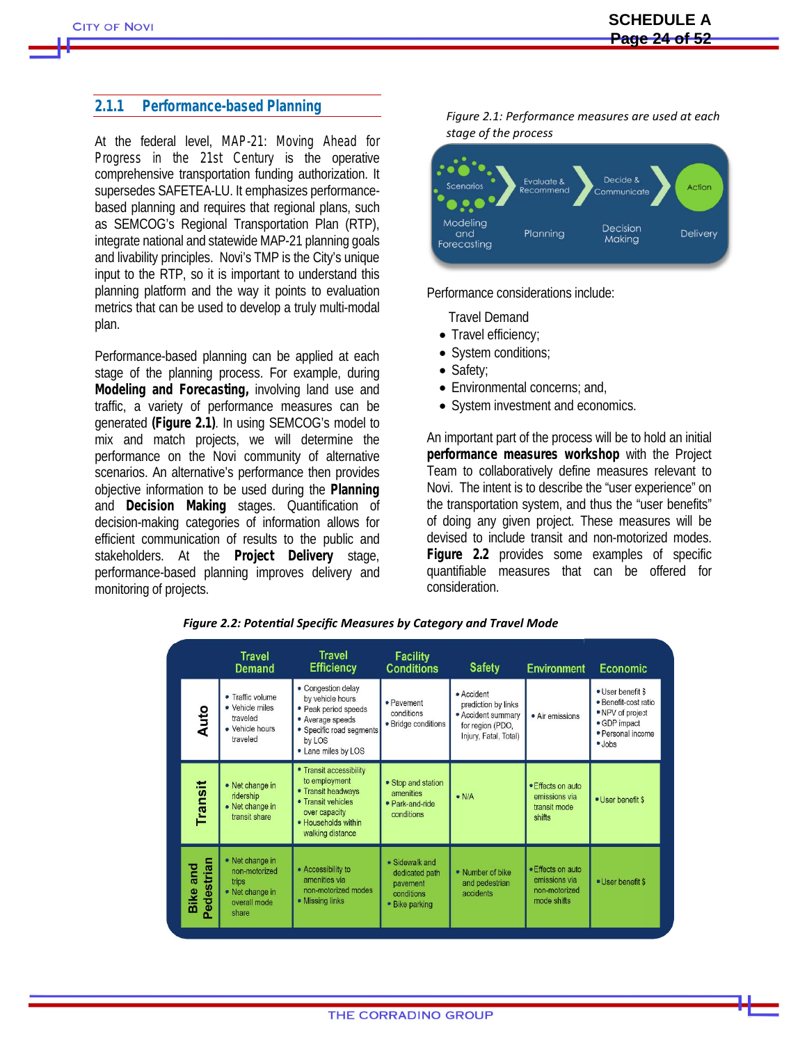### 2.1.1 Performance-based Planning

At the federal level, MAP-21: Moving Ahead for Progress in the 21st Century is the operative comprehensive transportation funding authorization. It supersedes SAFETEA-LU. It emphasizes performance-based planning and requires that regional plans, such as SEMCOG's Regional Transportation Plan (RTP), integrate national and statewide MAP-21 planning goals and livability principles. Novi's TMP is the City's unique input to the RTP, so it is important to understand this planning platform and the way it points to evaluation metrics that can be used to develop a truly multi-modal plan.

Performance-based planning can be applied at each stage of the planning process. For example, during **Modeling and Forecasting,** involving land use and traffic, a variety of performance measures can be generated **(Figure 2.1)**. In using SEMCOG's model to mix and match projects, we will determine the performance on the Novi community of alternative scenarios. An alternative's performance then provides objective information to be used during the **Planning** and **Decision Making** stages. Quantification of decision-making categories of information allows for efficient communication of results to the public and stakeholders. At the **Project Delivery** stage, performance-based planning improves delivery and monitoring of projects.

*Figure 2.1: Performance measures are used at each stage of the process*

Scenarios
Evaluate & Recommend
Decide & Communicate
Action
Modeling and Forecasting
Planning
Decision Making
Delivery

Performance considerations include:

Travel Demand
- Travel efficiency;
- System conditions;
- Safety;
- Environmental concerns; and,
- System investment and economics.

An important part of the process will be to hold an initial **performance measures workshop** with the Project Team to collaboratively define measures relevant to Novi. The intent is to describe the "user experience" on the transportation system, and thus the "user benefits" of doing any given project. These measures will be devised to include transit and non-motorized modes. **Figure 2.2** provides some examples of specific quantifiable measures that can be offered for consideration.

***Figure 2.2: Potential Specific Measures by Category and Travel Mode***

| | Travel Demand | Travel Efficiency | Facility Conditions | Safety | Environment | Economic |
|---|---|---|---|---|---|---|
| **Auto** | • Traffic volume<br>• Vehicle miles traveled<br>• Vehicle hours traveled | • Congestion delay by vehicle hours<br>• Peak period speeds<br>• Average speeds<br>• Specific road segments by LOS<br>• Lane miles by LOS | • Pavement conditions<br>• Bridge conditions | • Accident prediction by links<br>• Accident summary for region (PDO, Injury, Fatal, Total) | • Air emissions | • User benefit $<br>• Benefit-cost ratio<br>• NPV of project<br>• GDP impact<br>• Personal income<br>• Jobs |
| **Transit** | • Net change in ridership<br>• Net change in transit share | • Transit accessibility to employment<br>• Transit headways<br>• Transit vehicles over capacity<br>• Households within walking distance | • Stop and station amenities<br>• Park-and-ride conditions | • N/A | • Effects on auto emissions via transit mode shifts | • User benefit $ |
| **Bike and Pedestrian** | • Net change in non-motorized trips<br>• Net change in overall mode share | • Accessibility to amenities via non-motorized modes<br>• Missing links | • Sidewalk and dedicated path pavement conditions<br>• Bike parking | • Number of bike and pedestrian accidents | • Effects on auto emissions via non-motorized mode shifts | • User benefit $ |